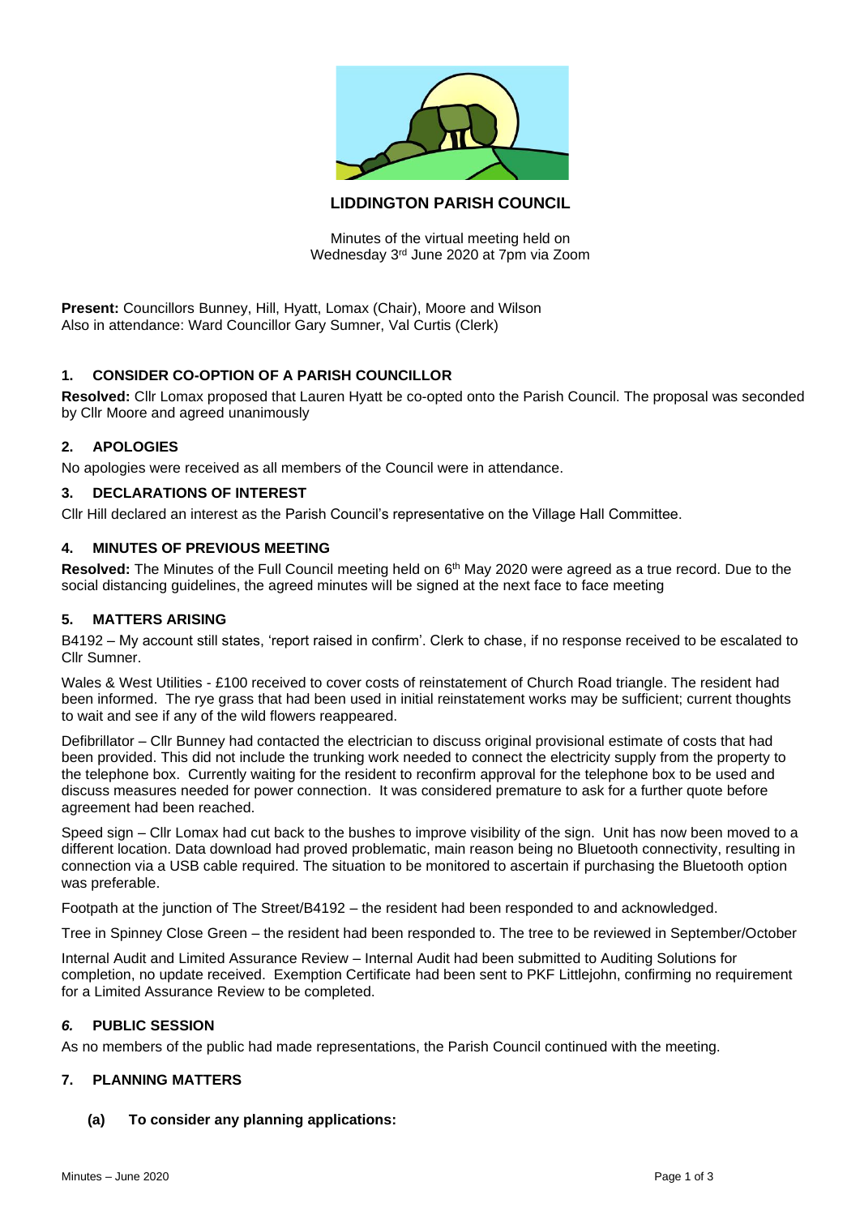# LIDDINGTON PARISH COUNCIL

Minutes of the virtual meeting held on
Wednesday 3rd June 2020 at 7pm via Zoom

**Present:** Councillors Bunney, Hill, Hyatt, Lomax (Chair), Moore and Wilson
Also in attendance: Ward Councillor Gary Sumner, Val Curtis (Clerk)

## 1. CONSIDER CO-OPTION OF A PARISH COUNCILLOR

**Resolved:** Cllr Lomax proposed that Lauren Hyatt be co-opted onto the Parish Council. The proposal was seconded by Cllr Moore and agreed unanimously

## 2. APOLOGIES

No apologies were received as all members of the Council were in attendance.

## 3. DECLARATIONS OF INTEREST

Cllr Hill declared an interest as the Parish Council's representative on the Village Hall Committee.

## 4. MINUTES OF PREVIOUS MEETING

**Resolved:** The Minutes of the Full Council meeting held on 6th May 2020 were agreed as a true record. Due to the social distancing guidelines, the agreed minutes will be signed at the next face to face meeting

## 5. MATTERS ARISING

B4192 – My account still states, 'report raised in confirm'. Clerk to chase, if no response received to be escalated to Cllr Sumner.

Wales & West Utilities - £100 received to cover costs of reinstatement of Church Road triangle. The resident had been informed. The rye grass that had been used in initial reinstatement works may be sufficient; current thoughts to wait and see if any of the wild flowers reappeared.

Defibrillator – Cllr Bunney had contacted the electrician to discuss original provisional estimate of costs that had been provided. This did not include the trunking work needed to connect the electricity supply from the property to the telephone box. Currently waiting for the resident to reconfirm approval for the telephone box to be used and discuss measures needed for power connection. It was considered premature to ask for a further quote before agreement had been reached.

Speed sign – Cllr Lomax had cut back to the bushes to improve visibility of the sign. Unit has now been moved to a different location. Data download had proved problematic, main reason being no Bluetooth connectivity, resulting in connection via a USB cable required. The situation to be monitored to ascertain if purchasing the Bluetooth option was preferable.

Footpath at the junction of The Street/B4192 – the resident had been responded to and acknowledged.

Tree in Spinney Close Green – the resident had been responded to. The tree to be reviewed in September/October

Internal Audit and Limited Assurance Review – Internal Audit had been submitted to Auditing Solutions for completion, no update received. Exemption Certificate had been sent to PKF Littlejohn, confirming no requirement for a Limited Assurance Review to be completed.

## *6.* PUBLIC SESSION

As no members of the public had made representations, the Parish Council continued with the meeting.

## 7. PLANNING MATTERS

### (a) To consider any planning applications: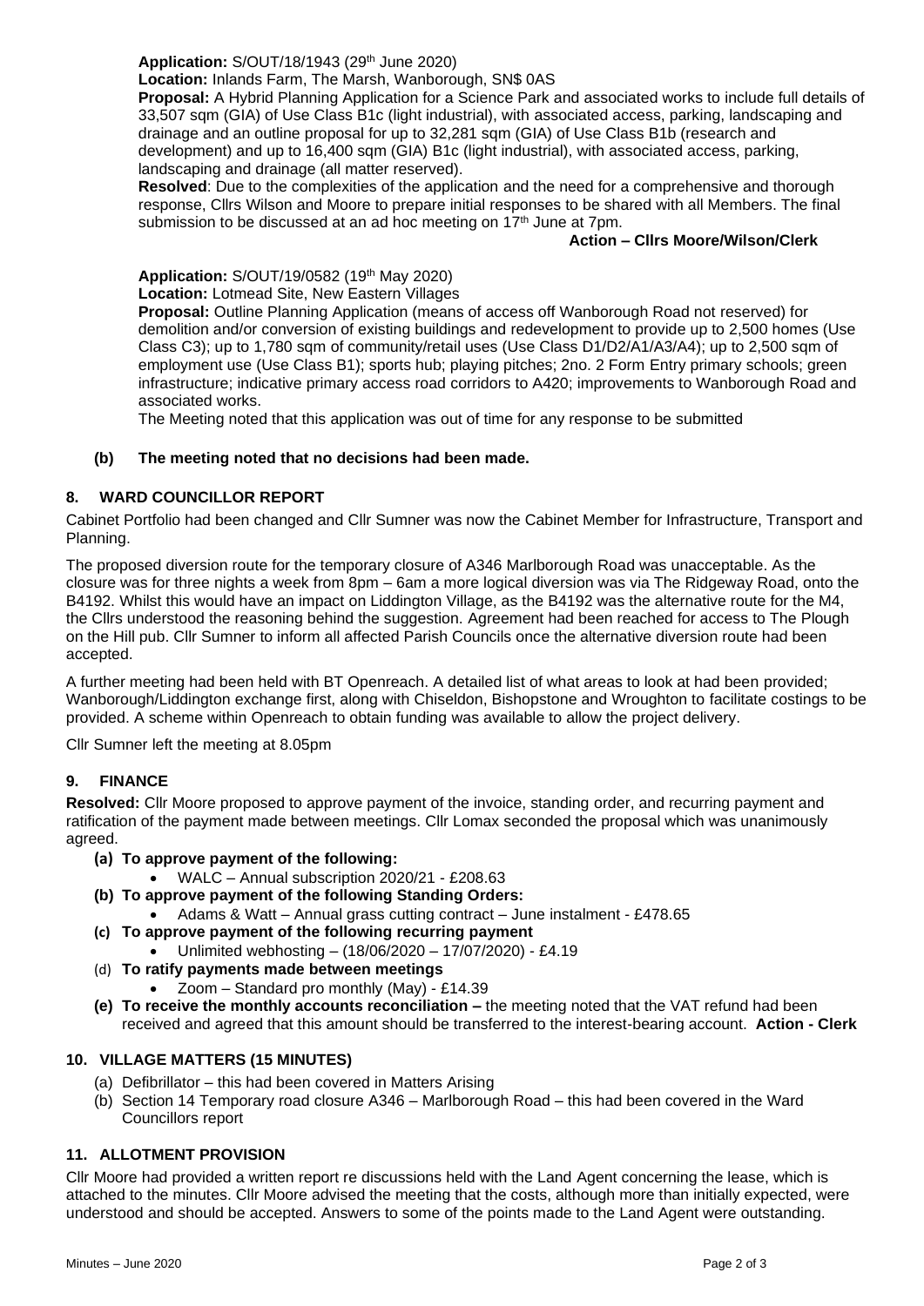**Application:** S/OUT/18/1943 (29th June 2020)
**Location:** Inlands Farm, The Marsh, Wanborough, SN$ 0AS
**Proposal:** A Hybrid Planning Application for a Science Park and associated works to include full details of 33,507 sqm (GIA) of Use Class B1c (light industrial), with associated access, parking, landscaping and drainage and an outline proposal for up to 32,281 sqm (GIA) of Use Class B1b (research and development) and up to 16,400 sqm (GIA) B1c (light industrial), with associated access, parking, landscaping and drainage (all matter reserved).
**Resolved**: Due to the complexities of the application and the need for a comprehensive and thorough response, Cllrs Wilson and Moore to prepare initial responses to be shared with all Members. The final submission to be discussed at an ad hoc meeting on 17th June at 7pm.

**Action – Cllrs Moore/Wilson/Clerk**

**Application:** S/OUT/19/0582 (19th May 2020)
**Location:** Lotmead Site, New Eastern Villages
**Proposal:** Outline Planning Application (means of access off Wanborough Road not reserved) for demolition and/or conversion of existing buildings and redevelopment to provide up to 2,500 homes (Use Class C3); up to 1,780 sqm of community/retail uses (Use Class D1/D2/A1/A3/A4); up to 2,500 sqm of employment use (Use Class B1); sports hub; playing pitches; 2no. 2 Form Entry primary schools; green infrastructure; indicative primary access road corridors to A420; improvements to Wanborough Road and associated works.
The Meeting noted that this application was out of time for any response to be submitted

**(b) The meeting noted that no decisions had been made.**

## 8. WARD COUNCILLOR REPORT

Cabinet Portfolio had been changed and Cllr Sumner was now the Cabinet Member for Infrastructure, Transport and Planning.

The proposed diversion route for the temporary closure of A346 Marlborough Road was unacceptable. As the closure was for three nights a week from 8pm – 6am a more logical diversion was via The Ridgeway Road, onto the B4192. Whilst this would have an impact on Liddington Village, as the B4192 was the alternative route for the M4, the Cllrs understood the reasoning behind the suggestion. Agreement had been reached for access to The Plough on the Hill pub. Cllr Sumner to inform all affected Parish Councils once the alternative diversion route had been accepted.

A further meeting had been held with BT Openreach. A detailed list of what areas to look at had been provided; Wanborough/Liddington exchange first, along with Chiseldon, Bishopstone and Wroughton to facilitate costings to be provided. A scheme within Openreach to obtain funding was available to allow the project delivery.

Cllr Sumner left the meeting at 8.05pm

## 9. FINANCE

**Resolved:** Cllr Moore proposed to approve payment of the invoice, standing order, and recurring payment and ratification of the payment made between meetings. Cllr Lomax seconded the proposal which was unanimously agreed.

- **(a) To approve payment of the following:**
  - WALC – Annual subscription 2020/21 - £208.63
- **(b) To approve payment of the following Standing Orders:**
  - Adams & Watt – Annual grass cutting contract – June instalment - £478.65
- **(c) To approve payment of the following recurring payment**
  - Unlimited webhosting – (18/06/2020 – 17/07/2020) - £4.19
- (d) **To ratify payments made between meetings**
  - Zoom – Standard pro monthly (May) - £14.39
- **(e) To receive the monthly accounts reconciliation –** the meeting noted that the VAT refund had been received and agreed that this amount should be transferred to the interest-bearing account. **Action - Clerk**

## 10. VILLAGE MATTERS (15 MINUTES)

(a) Defibrillator – this had been covered in Matters Arising
(b) Section 14 Temporary road closure A346 – Marlborough Road – this had been covered in the Ward Councillors report

## 11. ALLOTMENT PROVISION

Cllr Moore had provided a written report re discussions held with the Land Agent concerning the lease, which is attached to the minutes. Cllr Moore advised the meeting that the costs, although more than initially expected, were understood and should be accepted. Answers to some of the points made to the Land Agent were outstanding.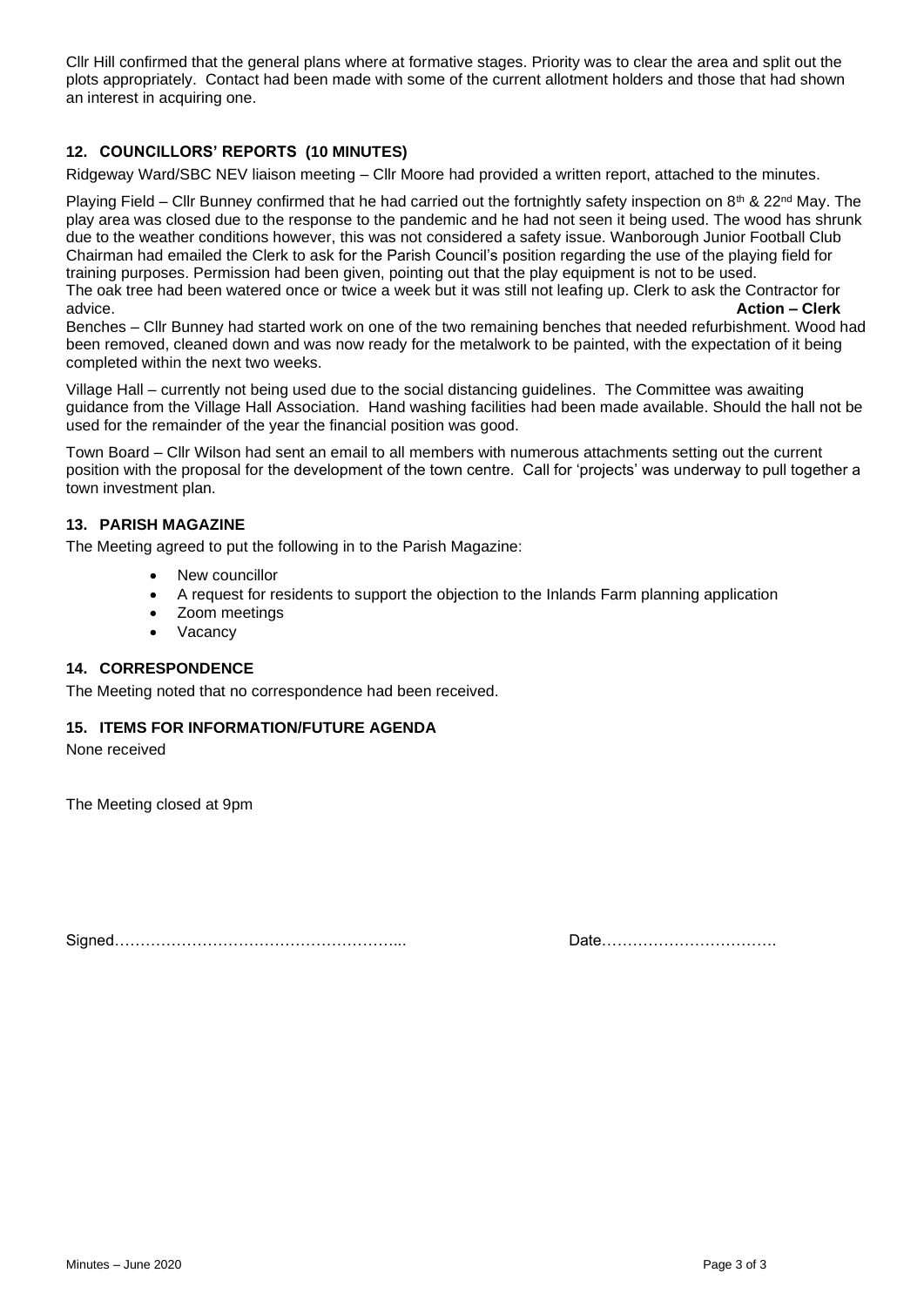Cllr Hill confirmed that the general plans where at formative stages. Priority was to clear the area and split out the plots appropriately. Contact had been made with some of the current allotment holders and those that had shown an interest in acquiring one.

### 12. COUNCILLORS' REPORTS (10 MINUTES)

Ridgeway Ward/SBC NEV liaison meeting – Cllr Moore had provided a written report, attached to the minutes.

Playing Field – Cllr Bunney confirmed that he had carried out the fortnightly safety inspection on 8th & 22nd May. The play area was closed due to the response to the pandemic and he had not seen it being used. The wood has shrunk due to the weather conditions however, this was not considered a safety issue. Wanborough Junior Football Club Chairman had emailed the Clerk to ask for the Parish Council's position regarding the use of the playing field for training purposes. Permission had been given, pointing out that the play equipment is not to be used.

The oak tree had been watered once or twice a week but it was still not leafing up. Clerk to ask the Contractor for advice. **Action – Clerk**

Benches – Cllr Bunney had started work on one of the two remaining benches that needed refurbishment. Wood had been removed, cleaned down and was now ready for the metalwork to be painted, with the expectation of it being completed within the next two weeks.

Village Hall – currently not being used due to the social distancing guidelines. The Committee was awaiting guidance from the Village Hall Association. Hand washing facilities had been made available. Should the hall not be used for the remainder of the year the financial position was good.

Town Board – Cllr Wilson had sent an email to all members with numerous attachments setting out the current position with the proposal for the development of the town centre. Call for 'projects' was underway to pull together a town investment plan.

### 13. PARISH MAGAZINE

The Meeting agreed to put the following in to the Parish Magazine:

- New councillor
- A request for residents to support the objection to the Inlands Farm planning application
- Zoom meetings
- Vacancy

### 14. CORRESPONDENCE

The Meeting noted that no correspondence had been received.

### 15. ITEMS FOR INFORMATION/FUTURE AGENDA

None received

The Meeting closed at 9pm

Signed………………………………………………... Date…………………………….